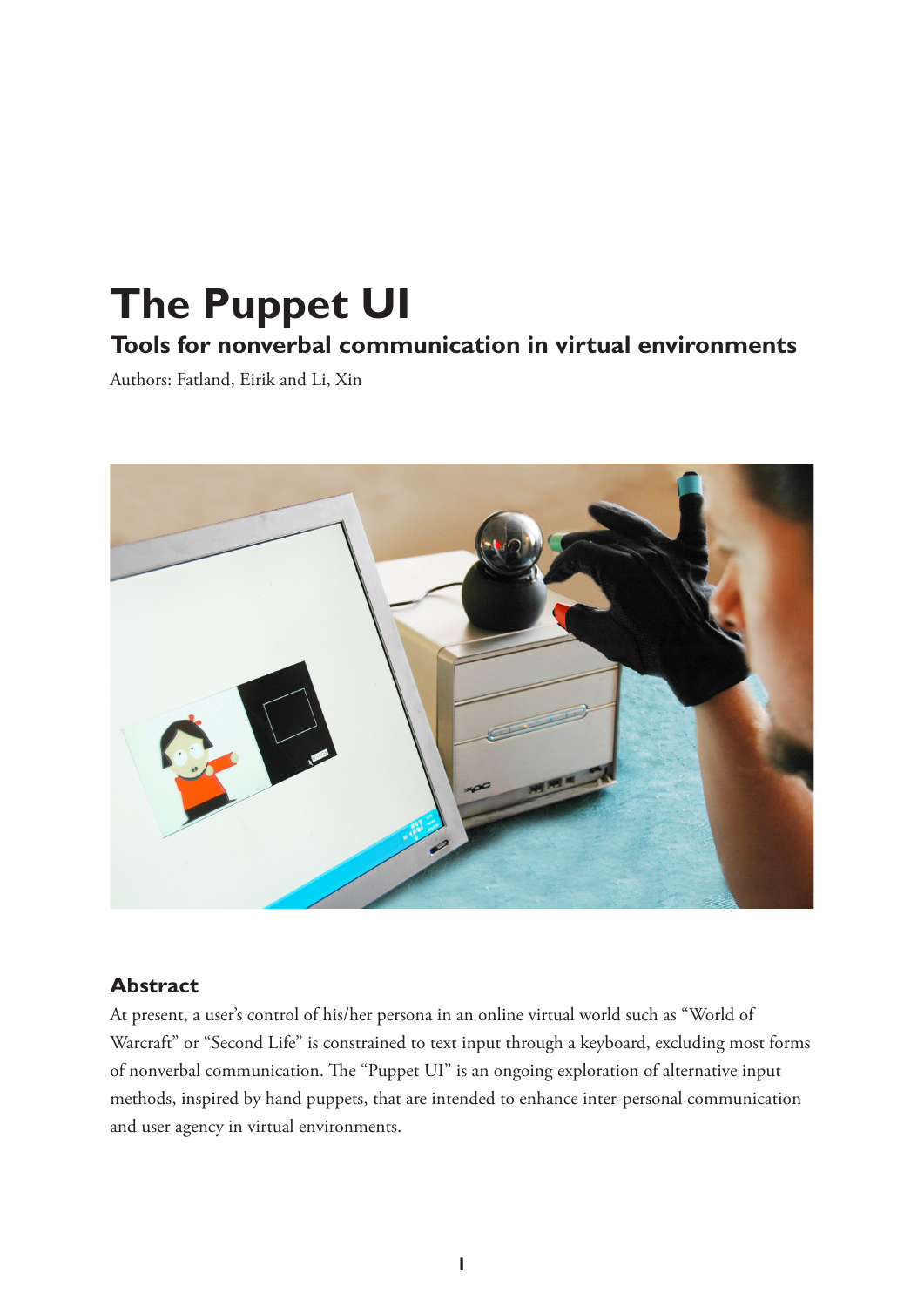# The Puppet UI

## Tools for nonverbal communication in virtual environments

Authors: Fatland, Eirik and Li, Xin

### Abstract

At present, a user's control of his/her persona in an online virtual world such as "World of Warcraft" or "Second Life" is constrained to text input through a keyboard, excluding most forms of nonverbal communication. The "Puppet UI" is an ongoing exploration of alternative input methods, inspired by hand puppets, that are intended to enhance inter-personal communication and user agency in virtual environments.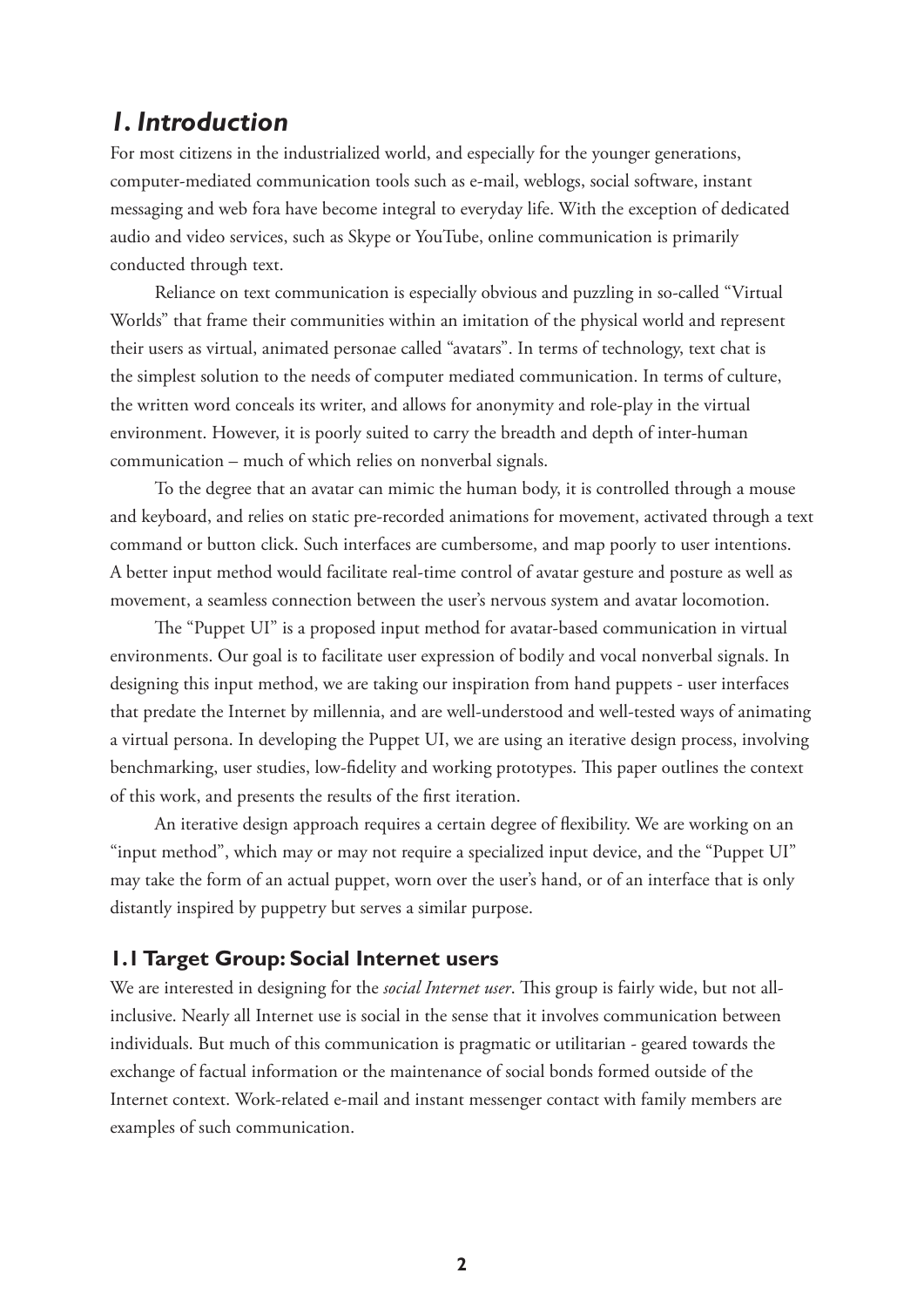# *1. Introduction*

For most citizens in the industrialized world, and especially for the younger generations, computer-mediated communication tools such as e-mail, weblogs, social software, instant messaging and web fora have become integral to everyday life. With the exception of dedicated audio and video services, such as Skype or YouTube, online communication is primarily conducted through text.

Reliance on text communication is especially obvious and puzzling in so-called "Virtual Worlds" that frame their communities within an imitation of the physical world and represent their users as virtual, animated personae called "avatars". In terms of technology, text chat is the simplest solution to the needs of computer mediated communication. In terms of culture, the written word conceals its writer, and allows for anonymity and role-play in the virtual environment. However, it is poorly suited to carry the breadth and depth of inter-human communication – much of which relies on nonverbal signals.

To the degree that an avatar can mimic the human body, it is controlled through a mouse and keyboard, and relies on static pre-recorded animations for movement, activated through a text command or button click. Such interfaces are cumbersome, and map poorly to user intentions. A better input method would facilitate real-time control of avatar gesture and posture as well as movement, a seamless connection between the user's nervous system and avatar locomotion.

The "Puppet UI" is a proposed input method for avatar-based communication in virtual environments. Our goal is to facilitate user expression of bodily and vocal nonverbal signals. In designing this input method, we are taking our inspiration from hand puppets - user interfaces that predate the Internet by millennia, and are well-understood and well-tested ways of animating a virtual persona. In developing the Puppet UI, we are using an iterative design process, involving benchmarking, user studies, low-fidelity and working prototypes. This paper outlines the context of this work, and presents the results of the first iteration.

An iterative design approach requires a certain degree of flexibility. We are working on an "input method", which may or may not require a specialized input device, and the "Puppet UI" may take the form of an actual puppet, worn over the user's hand, or of an interface that is only distantly inspired by puppetry but serves a similar purpose.

## 1.1 Target Group: Social Internet users

We are interested in designing for the *social Internet user*. This group is fairly wide, but not all-inclusive. Nearly all Internet use is social in the sense that it involves communication between individuals. But much of this communication is pragmatic or utilitarian - geared towards the exchange of factual information or the maintenance of social bonds formed outside of the Internet context. Work-related e-mail and instant messenger contact with family members are examples of such communication.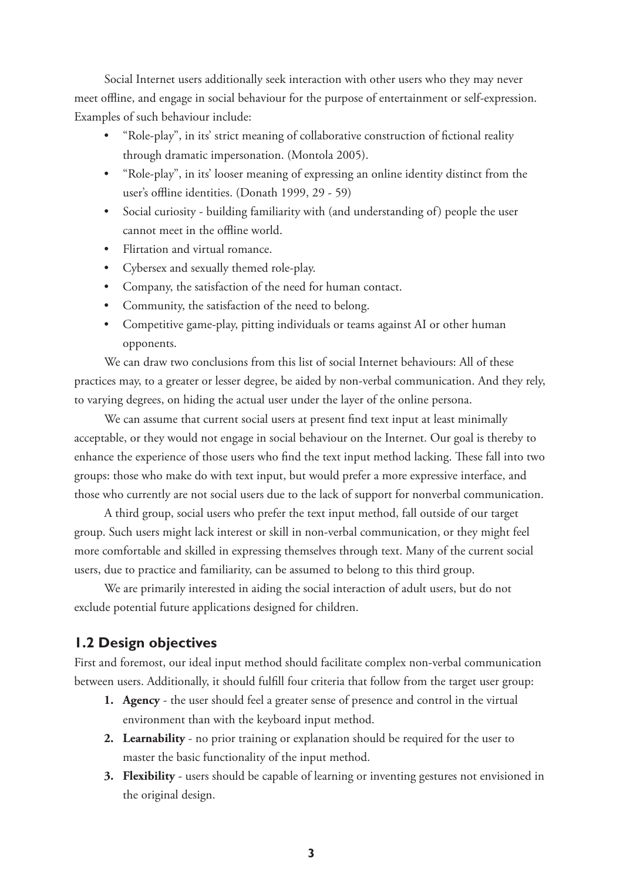Social Internet users additionally seek interaction with other users who they may never meet offline, and engage in social behaviour for the purpose of entertainment or self-expression. Examples of such behaviour include:

- "Role-play", in its' strict meaning of collaborative construction of fictional reality through dramatic impersonation. (Montola 2005).
- "Role-play", in its' looser meaning of expressing an online identity distinct from the user's offline identities. (Donath 1999, 29 - 59)
- Social curiosity - building familiarity with (and understanding of) people the user cannot meet in the offline world.
- Flirtation and virtual romance.
- Cybersex and sexually themed role-play.
- Company, the satisfaction of the need for human contact.
- Community, the satisfaction of the need to belong.
- Competitive game-play, pitting individuals or teams against AI or other human opponents.

We can draw two conclusions from this list of social Internet behaviours: All of these practices may, to a greater or lesser degree, be aided by non-verbal communication. And they rely, to varying degrees, on hiding the actual user under the layer of the online persona.

We can assume that current social users at present find text input at least minimally acceptable, or they would not engage in social behaviour on the Internet. Our goal is thereby to enhance the experience of those users who find the text input method lacking. These fall into two groups: those who make do with text input, but would prefer a more expressive interface, and those who currently are not social users due to the lack of support for nonverbal communication.

A third group, social users who prefer the text input method, fall outside of our target group. Such users might lack interest or skill in non-verbal communication, or they might feel more comfortable and skilled in expressing themselves through text. Many of the current social users, due to practice and familiarity, can be assumed to belong to this third group.

We are primarily interested in aiding the social interaction of adult users, but do not exclude potential future applications designed for children.

## 1.2 Design objectives

First and foremost, our ideal input method should facilitate complex non-verbal communication between users. Additionally, it should fulfill four criteria that follow from the target user group:

1. **Agency** - the user should feel a greater sense of presence and control in the virtual environment than with the keyboard input method.
2. **Learnability** - no prior training or explanation should be required for the user to master the basic functionality of the input method.
3. **Flexibility** - users should be capable of learning or inventing gestures not envisioned in the original design.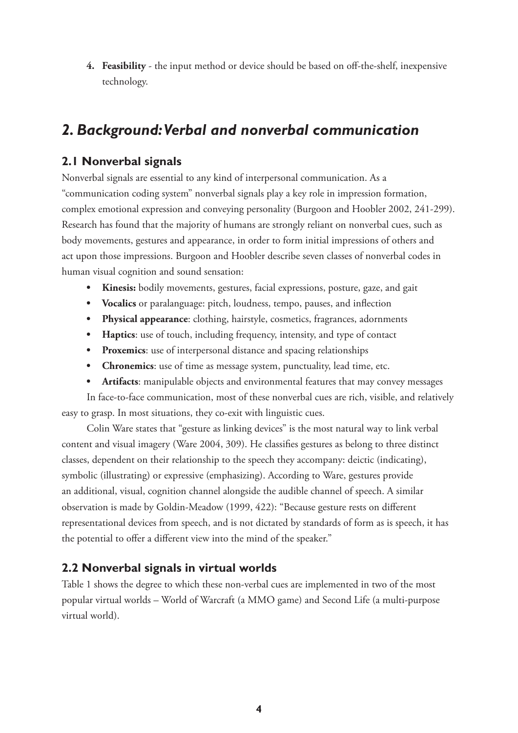4. **Feasibility** - the input method or device should be based on off-the-shelf, inexpensive technology.

# *2. Background: Verbal and nonverbal communication*

## 2.1 Nonverbal signals

Nonverbal signals are essential to any kind of interpersonal communication. As a "communication coding system" nonverbal signals play a key role in impression formation, complex emotional expression and conveying personality (Burgoon and Hoobler 2002, 241-299). Research has found that the majority of humans are strongly reliant on nonverbal cues, such as body movements, gestures and appearance, in order to form initial impressions of others and act upon those impressions. Burgoon and Hoobler describe seven classes of nonverbal codes in human visual cognition and sound sensation:

- **Kinesis:** bodily movements, gestures, facial expressions, posture, gaze, and gait
- **Vocalics** or paralanguage: pitch, loudness, tempo, pauses, and inflection
- **Physical appearance**: clothing, hairstyle, cosmetics, fragrances, adornments
- **Haptics**: use of touch, including frequency, intensity, and type of contact
- **Proxemics**: use of interpersonal distance and spacing relationships
- **Chronemics**: use of time as message system, punctuality, lead time, etc.
- **Artifacts**: manipulable objects and environmental features that may convey messages

In face-to-face communication, most of these nonverbal cues are rich, visible, and relatively easy to grasp. In most situations, they co-exit with linguistic cues.

Colin Ware states that "gesture as linking devices" is the most natural way to link verbal content and visual imagery (Ware 2004, 309). He classifies gestures as belong to three distinct classes, dependent on their relationship to the speech they accompany: deictic (indicating), symbolic (illustrating) or expressive (emphasizing). According to Ware, gestures provide an additional, visual, cognition channel alongside the audible channel of speech. A similar observation is made by Goldin-Meadow (1999, 422): "Because gesture rests on different representational devices from speech, and is not dictated by standards of form as is speech, it has the potential to offer a different view into the mind of the speaker."

## 2.2 Nonverbal signals in virtual worlds

Table 1 shows the degree to which these non-verbal cues are implemented in two of the most popular virtual worlds – World of Warcraft (a MMO game) and Second Life (a multi-purpose virtual world).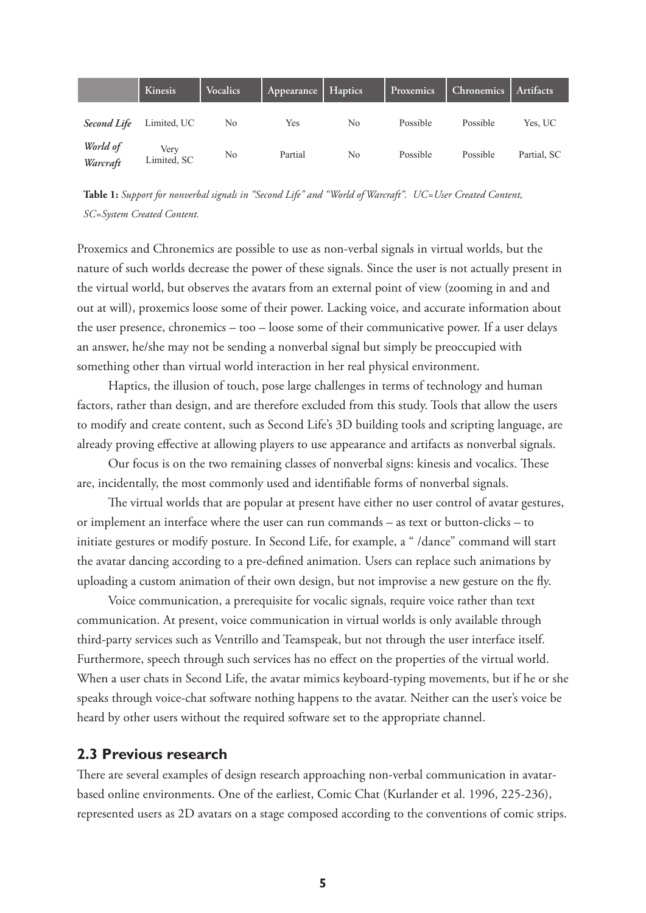| | Kinesis | Vocalics | Appearance | Haptics | Proxemics | Chronemics | Artifacts |
|---|---|---|---|---|---|---|---|
| *Second Life* | Limited, UC | No | Yes | No | Possible | Possible | Yes, UC |
| *World of Warcraft* | Very Limited, SC | No | Partial | No | Possible | Possible | Partial, SC |

**Table 1:** *Support for nonverbal signals in "Second Life" and "World of Warcraft". UC=User Created Content, SC=System Created Content.*

Proxemics and Chronemics are possible to use as non-verbal signals in virtual worlds, but the nature of such worlds decrease the power of these signals. Since the user is not actually present in the virtual world, but observes the avatars from an external point of view (zooming in and and out at will), proxemics loose some of their power. Lacking voice, and accurate information about the user presence, chronemics – too – loose some of their communicative power. If a user delays an answer, he/she may not be sending a nonverbal signal but simply be preoccupied with something other than virtual world interaction in her real physical environment.

Haptics, the illusion of touch, pose large challenges in terms of technology and human factors, rather than design, and are therefore excluded from this study. Tools that allow the users to modify and create content, such as Second Life's 3D building tools and scripting language, are already proving effective at allowing players to use appearance and artifacts as nonverbal signals.

Our focus is on the two remaining classes of nonverbal signs: kinesis and vocalics. These are, incidentally, the most commonly used and identifiable forms of nonverbal signals.

The virtual worlds that are popular at present have either no user control of avatar gestures, or implement an interface where the user can run commands – as text or button-clicks – to initiate gestures or modify posture. In Second Life, for example, a " /dance" command will start the avatar dancing according to a pre-defined animation. Users can replace such animations by uploading a custom animation of their own design, but not improvise a new gesture on the fly.

Voice communication, a prerequisite for vocalic signals, require voice rather than text communication. At present, voice communication in virtual worlds is only available through third-party services such as Ventrillo and Teamspeak, but not through the user interface itself. Furthermore, speech through such services has no effect on the properties of the virtual world. When a user chats in Second Life, the avatar mimics keyboard-typing movements, but if he or she speaks through voice-chat software nothing happens to the avatar. Neither can the user's voice be heard by other users without the required software set to the appropriate channel.

## 2.3 Previous research

There are several examples of design research approaching non-verbal communication in avatar-based online environments. One of the earliest, Comic Chat (Kurlander et al. 1996, 225-236), represented users as 2D avatars on a stage composed according to the conventions of comic strips.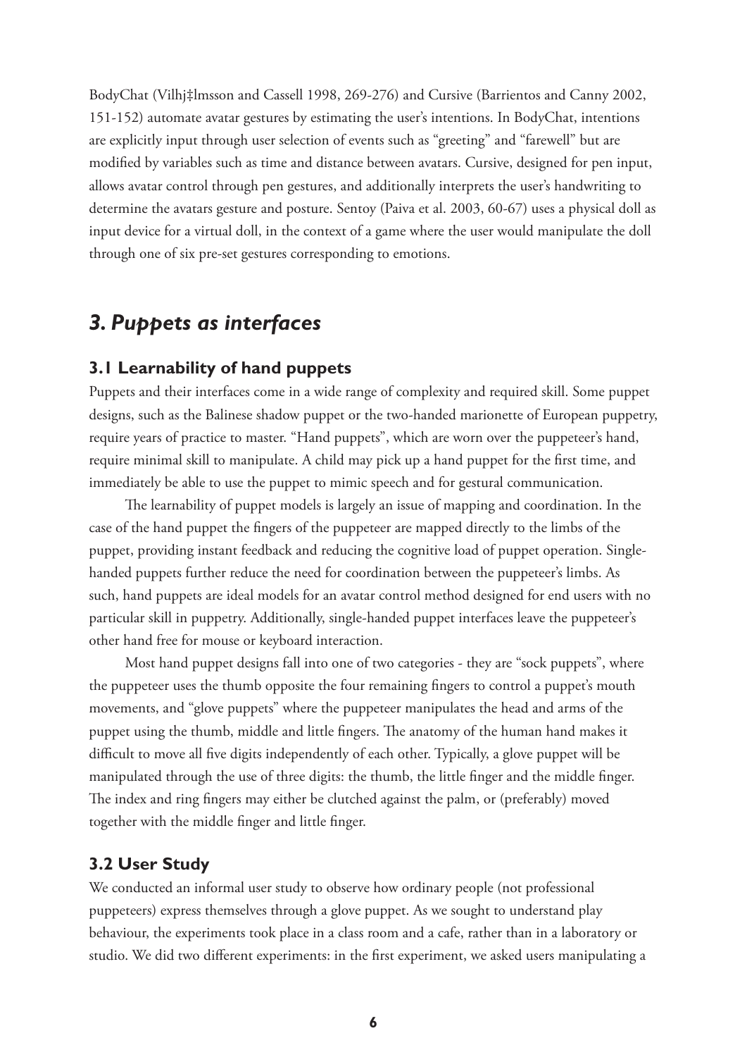BodyChat (Vilhj‡lmsson and Cassell 1998, 269-276) and Cursive (Barrientos and Canny 2002, 151-152) automate avatar gestures by estimating the user's intentions. In BodyChat, intentions are explicitly input through user selection of events such as "greeting" and "farewell" but are modified by variables such as time and distance between avatars. Cursive, designed for pen input, allows avatar control through pen gestures, and additionally interprets the user's handwriting to determine the avatars gesture and posture. Sentoy (Paiva et al. 2003, 60-67) uses a physical doll as input device for a virtual doll, in the context of a game where the user would manipulate the doll through one of six pre-set gestures corresponding to emotions.

## *3. Puppets as interfaces*

### 3.1 Learnability of hand puppets

Puppets and their interfaces come in a wide range of complexity and required skill. Some puppet designs, such as the Balinese shadow puppet or the two-handed marionette of European puppetry, require years of practice to master. "Hand puppets", which are worn over the puppeteer's hand, require minimal skill to manipulate. A child may pick up a hand puppet for the first time, and immediately be able to use the puppet to mimic speech and for gestural communication.

The learnability of puppet models is largely an issue of mapping and coordination. In the case of the hand puppet the fingers of the puppeteer are mapped directly to the limbs of the puppet, providing instant feedback and reducing the cognitive load of puppet operation. Single-handed puppets further reduce the need for coordination between the puppeteer's limbs. As such, hand puppets are ideal models for an avatar control method designed for end users with no particular skill in puppetry. Additionally, single-handed puppet interfaces leave the puppeteer's other hand free for mouse or keyboard interaction.

Most hand puppet designs fall into one of two categories - they are "sock puppets", where the puppeteer uses the thumb opposite the four remaining fingers to control a puppet's mouth movements, and "glove puppets" where the puppeteer manipulates the head and arms of the puppet using the thumb, middle and little fingers. The anatomy of the human hand makes it difficult to move all five digits independently of each other. Typically, a glove puppet will be manipulated through the use of three digits: the thumb, the little finger and the middle finger. The index and ring fingers may either be clutched against the palm, or (preferably) moved together with the middle finger and little finger.

### 3.2 User Study

We conducted an informal user study to observe how ordinary people (not professional puppeteers) express themselves through a glove puppet. As we sought to understand play behaviour, the experiments took place in a class room and a cafe, rather than in a laboratory or studio. We did two different experiments: in the first experiment, we asked users manipulating a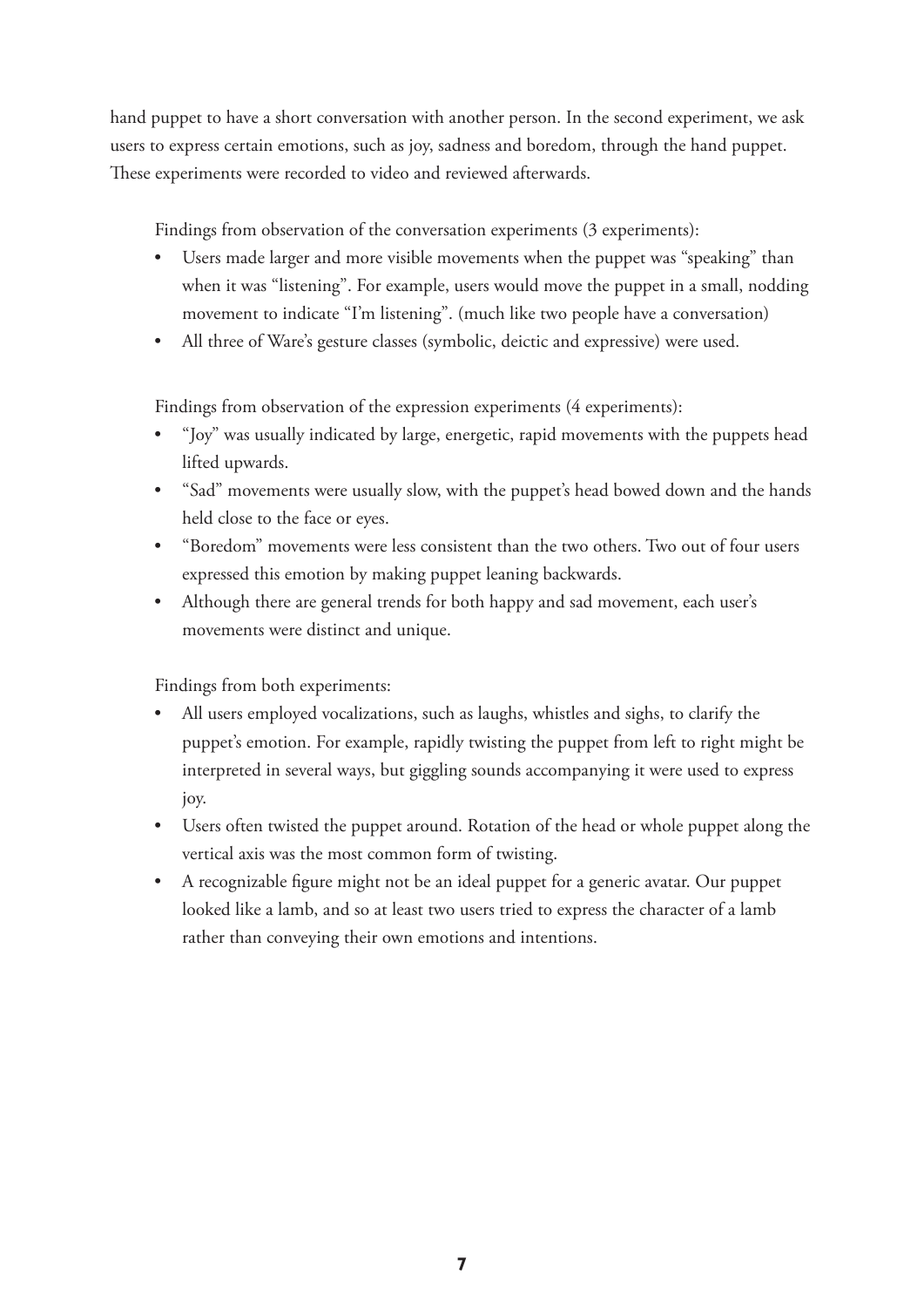hand puppet to have a short conversation with another person. In the second experiment, we ask users to express certain emotions, such as joy, sadness and boredom, through the hand puppet. These experiments were recorded to video and reviewed afterwards.

Findings from observation of the conversation experiments (3 experiments):

- Users made larger and more visible movements when the puppet was "speaking" than when it was "listening". For example, users would move the puppet in a small, nodding movement to indicate "I'm listening". (much like two people have a conversation)
- All three of Ware's gesture classes (symbolic, deictic and expressive) were used.

Findings from observation of the expression experiments (4 experiments):

- "Joy" was usually indicated by large, energetic, rapid movements with the puppets head lifted upwards.
- "Sad" movements were usually slow, with the puppet's head bowed down and the hands held close to the face or eyes.
- "Boredom" movements were less consistent than the two others. Two out of four users expressed this emotion by making puppet leaning backwards.
- Although there are general trends for both happy and sad movement, each user's movements were distinct and unique.

Findings from both experiments:

- All users employed vocalizations, such as laughs, whistles and sighs, to clarify the puppet's emotion. For example, rapidly twisting the puppet from left to right might be interpreted in several ways, but giggling sounds accompanying it were used to express joy.
- Users often twisted the puppet around. Rotation of the head or whole puppet along the vertical axis was the most common form of twisting.
- A recognizable figure might not be an ideal puppet for a generic avatar. Our puppet looked like a lamb, and so at least two users tried to express the character of a lamb rather than conveying their own emotions and intentions.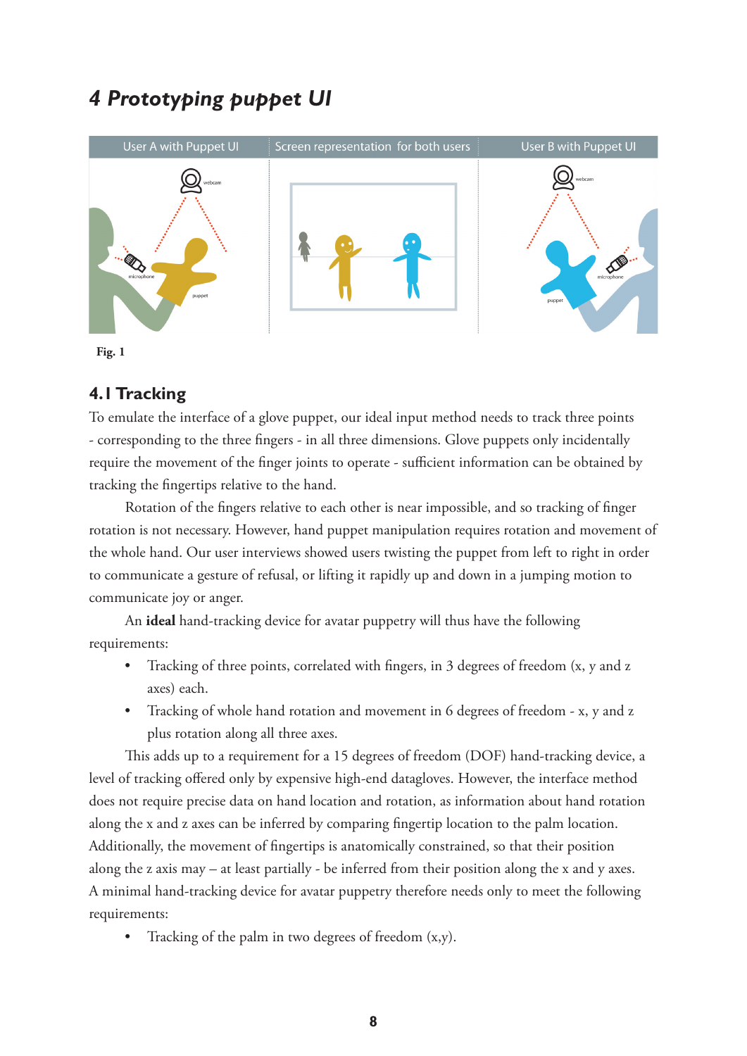# 4 Prototyping puppet UI

Fig. 1

## 4.1 Tracking

To emulate the interface of a glove puppet, our ideal input method needs to track three points - corresponding to the three fingers - in all three dimensions. Glove puppets only incidentally require the movement of the finger joints to operate - sufficient information can be obtained by tracking the fingertips relative to the hand.

Rotation of the fingers relative to each other is near impossible, and so tracking of finger rotation is not necessary. However, hand puppet manipulation requires rotation and movement of the whole hand. Our user interviews showed users twisting the puppet from left to right in order to communicate a gesture of refusal, or lifting it rapidly up and down in a jumping motion to communicate joy or anger.

An **ideal** hand-tracking device for avatar puppetry will thus have the following requirements:

- Tracking of three points, correlated with fingers, in 3 degrees of freedom (x, y and z axes) each.
- Tracking of whole hand rotation and movement in 6 degrees of freedom - x, y and z plus rotation along all three axes.

This adds up to a requirement for a 15 degrees of freedom (DOF) hand-tracking device, a level of tracking offered only by expensive high-end datagloves. However, the interface method does not require precise data on hand location and rotation, as information about hand rotation along the x and z axes can be inferred by comparing fingertip location to the palm location. Additionally, the movement of fingertips is anatomically constrained, so that their position along the z axis may – at least partially - be inferred from their position along the x and y axes. A minimal hand-tracking device for avatar puppetry therefore needs only to meet the following requirements:

- Tracking of the palm in two degrees of freedom (x,y).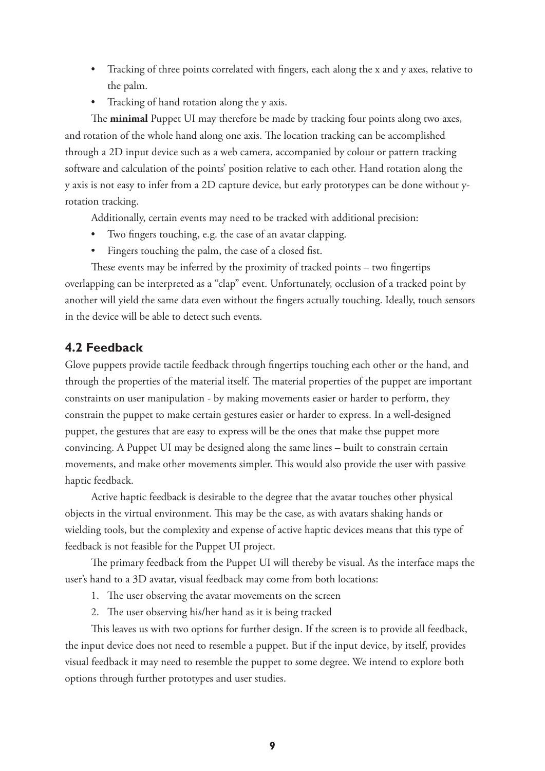- Tracking of three points correlated with fingers, each along the x and y axes, relative to the palm.
- Tracking of hand rotation along the y axis.

The **minimal** Puppet UI may therefore be made by tracking four points along two axes, and rotation of the whole hand along one axis. The location tracking can be accomplished through a 2D input device such as a web camera, accompanied by colour or pattern tracking software and calculation of the points' position relative to each other. Hand rotation along the y axis is not easy to infer from a 2D capture device, but early prototypes can be done without y-rotation tracking.

Additionally, certain events may need to be tracked with additional precision:

- Two fingers touching, e.g. the case of an avatar clapping.
- Fingers touching the palm, the case of a closed fist.

These events may be inferred by the proximity of tracked points – two fingertips overlapping can be interpreted as a "clap" event. Unfortunately, occlusion of a tracked point by another will yield the same data even without the fingers actually touching. Ideally, touch sensors in the device will be able to detect such events.

## 4.2 Feedback

Glove puppets provide tactile feedback through fingertips touching each other or the hand, and through the properties of the material itself. The material properties of the puppet are important constraints on user manipulation - by making movements easier or harder to perform, they constrain the puppet to make certain gestures easier or harder to express. In a well-designed puppet, the gestures that are easy to express will be the ones that make thse puppet more convincing. A Puppet UI may be designed along the same lines – built to constrain certain movements, and make other movements simpler. This would also provide the user with passive haptic feedback.

Active haptic feedback is desirable to the degree that the avatar touches other physical objects in the virtual environment. This may be the case, as with avatars shaking hands or wielding tools, but the complexity and expense of active haptic devices means that this type of feedback is not feasible for the Puppet UI project.

The primary feedback from the Puppet UI will thereby be visual. As the interface maps the user's hand to a 3D avatar, visual feedback may come from both locations:

1. The user observing the avatar movements on the screen
2. The user observing his/her hand as it is being tracked

This leaves us with two options for further design. If the screen is to provide all feedback, the input device does not need to resemble a puppet. But if the input device, by itself, provides visual feedback it may need to resemble the puppet to some degree. We intend to explore both options through further prototypes and user studies.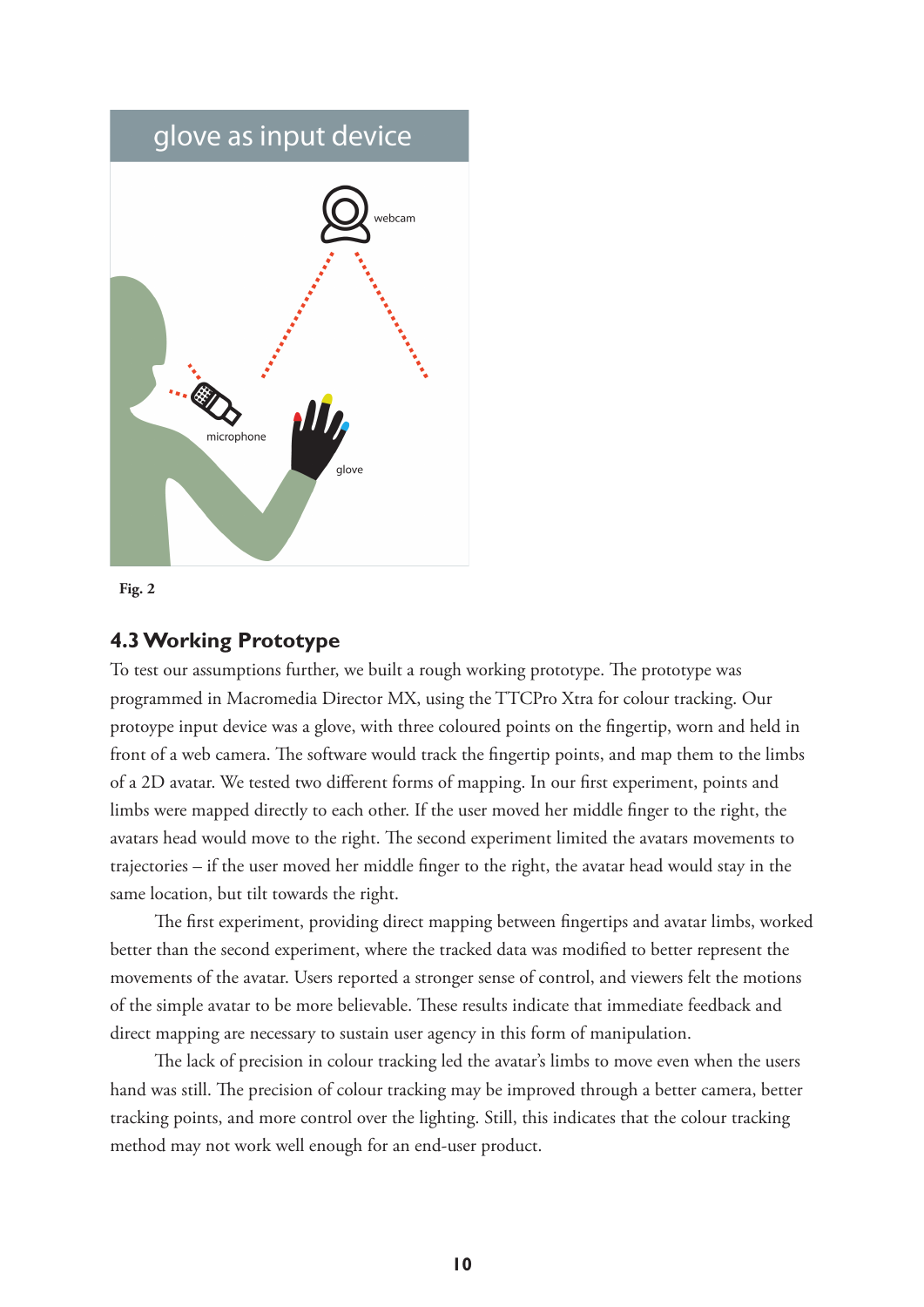glove as input device

webcam

microphone

glove

**Fig. 2**

## 4.3 Working Prototype

To test our assumptions further, we built a rough working prototype. The prototype was programmed in Macromedia Director MX, using the TTCPro Xtra for colour tracking. Our protoype input device was a glove, with three coloured points on the fingertip, worn and held in front of a web camera. The software would track the fingertip points, and map them to the limbs of a 2D avatar. We tested two different forms of mapping. In our first experiment, points and limbs were mapped directly to each other. If the user moved her middle finger to the right, the avatars head would move to the right. The second experiment limited the avatars movements to trajectories – if the user moved her middle finger to the right, the avatar head would stay in the same location, but tilt towards the right.

The first experiment, providing direct mapping between fingertips and avatar limbs, worked better than the second experiment, where the tracked data was modified to better represent the movements of the avatar. Users reported a stronger sense of control, and viewers felt the motions of the simple avatar to be more believable. These results indicate that immediate feedback and direct mapping are necessary to sustain user agency in this form of manipulation.

The lack of precision in colour tracking led the avatar's limbs to move even when the users hand was still. The precision of colour tracking may be improved through a better camera, better tracking points, and more control over the lighting. Still, this indicates that the colour tracking method may not work well enough for an end-user product.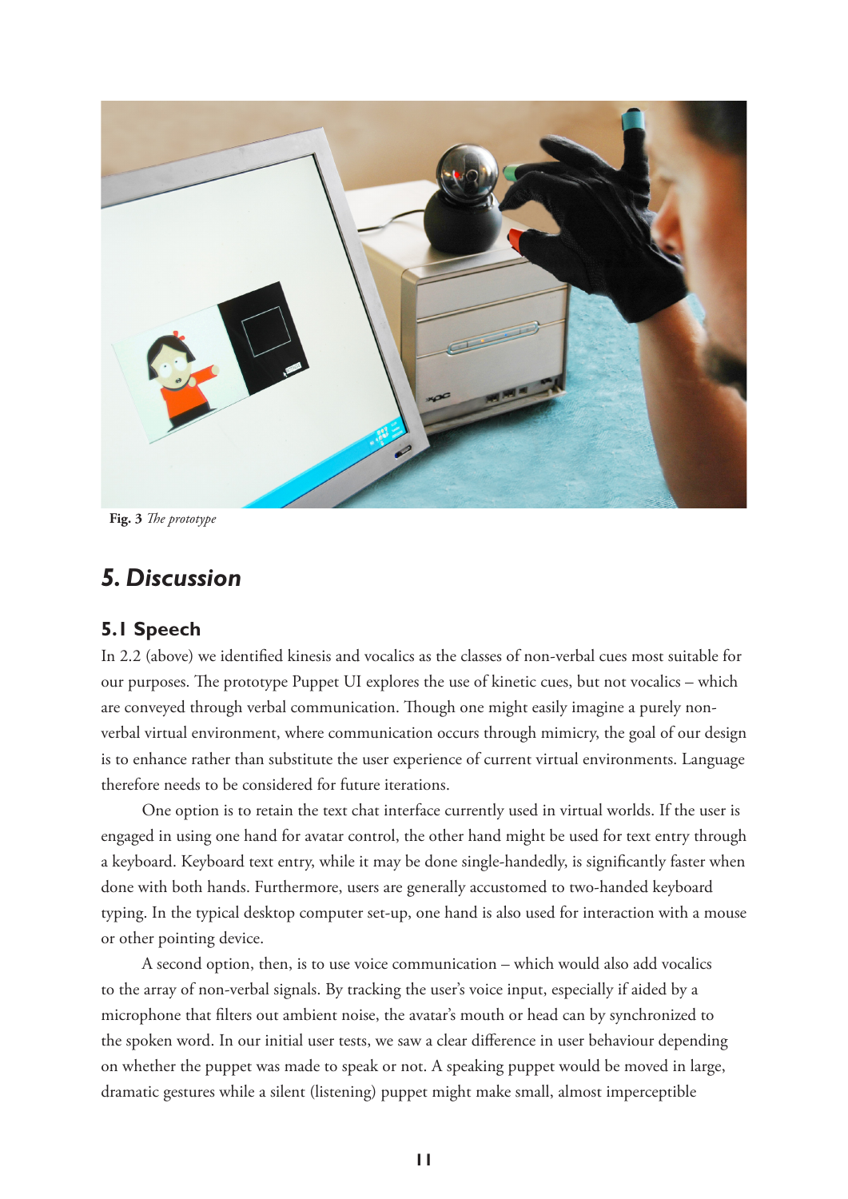**Fig. 3** *The prototype*

## 5. Discussion

### 5.1 Speech

In 2.2 (above) we identified kinesis and vocalics as the classes of non-verbal cues most suitable for our purposes. The prototype Puppet UI explores the use of kinetic cues, but not vocalics – which are conveyed through verbal communication. Though one might easily imagine a purely non-verbal virtual environment, where communication occurs through mimicry, the goal of our design is to enhance rather than substitute the user experience of current virtual environments. Language therefore needs to be considered for future iterations.

One option is to retain the text chat interface currently used in virtual worlds. If the user is engaged in using one hand for avatar control, the other hand might be used for text entry through a keyboard. Keyboard text entry, while it may be done single-handedly, is significantly faster when done with both hands. Furthermore, users are generally accustomed to two-handed keyboard typing. In the typical desktop computer set-up, one hand is also used for interaction with a mouse or other pointing device.

A second option, then, is to use voice communication – which would also add vocalics to the array of non-verbal signals. By tracking the user's voice input, especially if aided by a microphone that filters out ambient noise, the avatar's mouth or head can by synchronized to the spoken word. In our initial user tests, we saw a clear difference in user behaviour depending on whether the puppet was made to speak or not. A speaking puppet would be moved in large, dramatic gestures while a silent (listening) puppet might make small, almost imperceptible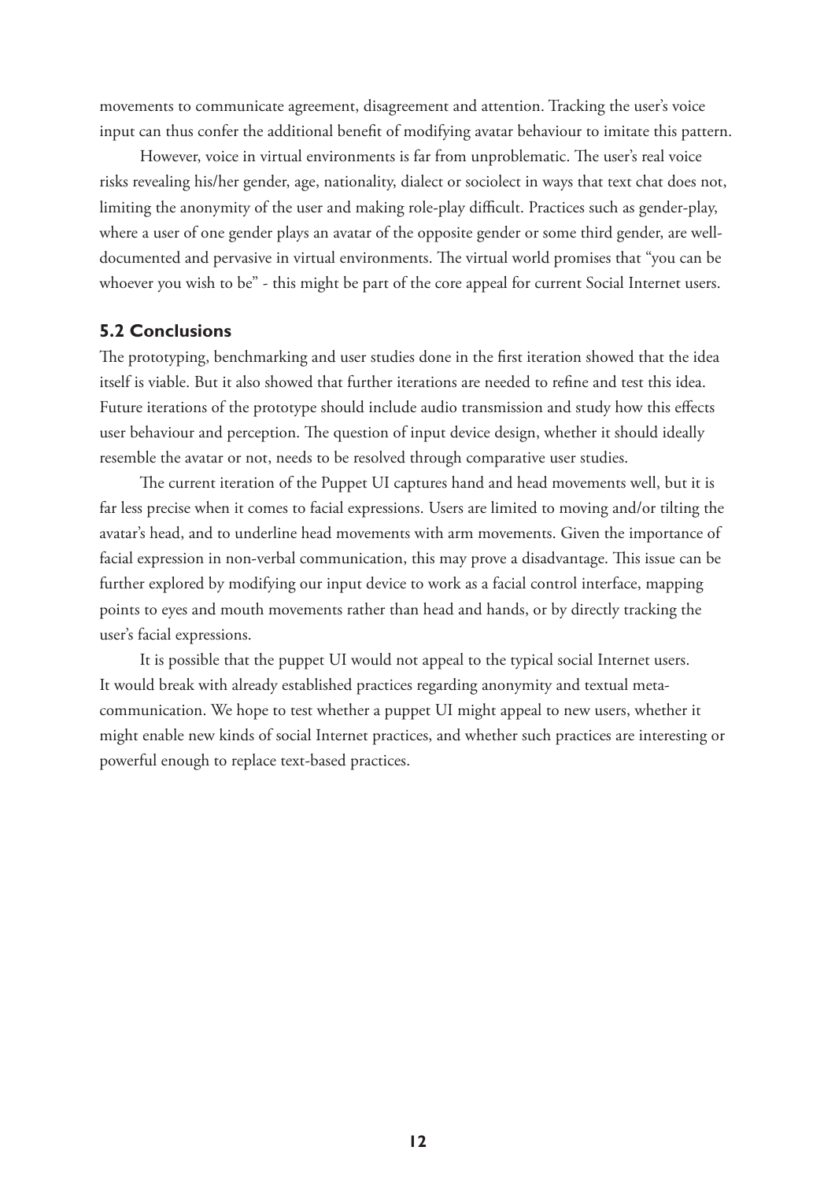movements to communicate agreement, disagreement and attention. Tracking the user's voice input can thus confer the additional benefit of modifying avatar behaviour to imitate this pattern.

However, voice in virtual environments is far from unproblematic. The user's real voice risks revealing his/her gender, age, nationality, dialect or sociolect in ways that text chat does not, limiting the anonymity of the user and making role-play difficult. Practices such as gender-play, where a user of one gender plays an avatar of the opposite gender or some third gender, are well-documented and pervasive in virtual environments. The virtual world promises that "you can be whoever you wish to be" - this might be part of the core appeal for current Social Internet users.

### 5.2 Conclusions

The prototyping, benchmarking and user studies done in the first iteration showed that the idea itself is viable. But it also showed that further iterations are needed to refine and test this idea. Future iterations of the prototype should include audio transmission and study how this effects user behaviour and perception. The question of input device design, whether it should ideally resemble the avatar or not, needs to be resolved through comparative user studies.

The current iteration of the Puppet UI captures hand and head movements well, but it is far less precise when it comes to facial expressions. Users are limited to moving and/or tilting the avatar's head, and to underline head movements with arm movements. Given the importance of facial expression in non-verbal communication, this may prove a disadvantage. This issue can be further explored by modifying our input device to work as a facial control interface, mapping points to eyes and mouth movements rather than head and hands, or by directly tracking the user's facial expressions.

It is possible that the puppet UI would not appeal to the typical social Internet users. It would break with already established practices regarding anonymity and textual meta-communication. We hope to test whether a puppet UI might appeal to new users, whether it might enable new kinds of social Internet practices, and whether such practices are interesting or powerful enough to replace text-based practices.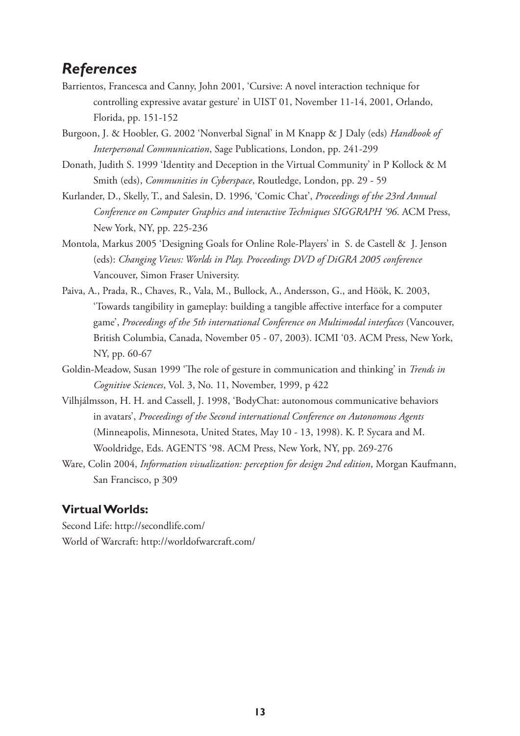## *References*

Barrientos, Francesca and Canny, John 2001, 'Cursive: A novel interaction technique for controlling expressive avatar gesture' in UIST 01, November 11-14, 2001, Orlando, Florida, pp. 151-152

Burgoon, J. & Hoobler, G. 2002 'Nonverbal Signal' in M Knapp & J Daly (eds) *Handbook of Interpersonal Communication*, Sage Publications, London, pp. 241-299

Donath, Judith S. 1999 'Identity and Deception in the Virtual Community' in P Kollock & M Smith (eds), *Communities in Cyberspace*, Routledge, London, pp. 29 - 59

Kurlander, D., Skelly, T., and Salesin, D. 1996, 'Comic Chat', *Proceedings of the 23rd Annual Conference on Computer Graphics and interactive Techniques SIGGRAPH '96*. ACM Press, New York, NY, pp. 225-236

Montola, Markus 2005 'Designing Goals for Online Role-Players' in S. de Castell & J. Jenson (eds): *Changing Views: Worlds in Play. Proceedings DVD of DiGRA 2005 conference* Vancouver, Simon Fraser University.

Paiva, A., Prada, R., Chaves, R., Vala, M., Bullock, A., Andersson, G., and Höök, K. 2003, 'Towards tangibility in gameplay: building a tangible affective interface for a computer game', *Proceedings of the 5th international Conference on Multimodal interfaces* (Vancouver, British Columbia, Canada, November 05 - 07, 2003). ICMI '03. ACM Press, New York, NY, pp. 60-67

Goldin-Meadow, Susan 1999 'The role of gesture in communication and thinking' in *Trends in Cognitive Sciences*, Vol. 3, No. 11, November, 1999, p 422

Vilhjálmsson, H. H. and Cassell, J. 1998, 'BodyChat: autonomous communicative behaviors in avatars', *Proceedings of the Second international Conference on Autonomous Agents* (Minneapolis, Minnesota, United States, May 10 - 13, 1998). K. P. Sycara and M. Wooldridge, Eds. AGENTS '98. ACM Press, New York, NY, pp. 269-276

Ware, Colin 2004, *Information visualization: perception for design 2nd edition*, Morgan Kaufmann, San Francisco, p 309

### **Virtual Worlds:**

Second Life: http://secondlife.com/

World of Warcraft: http://worldofwarcraft.com/